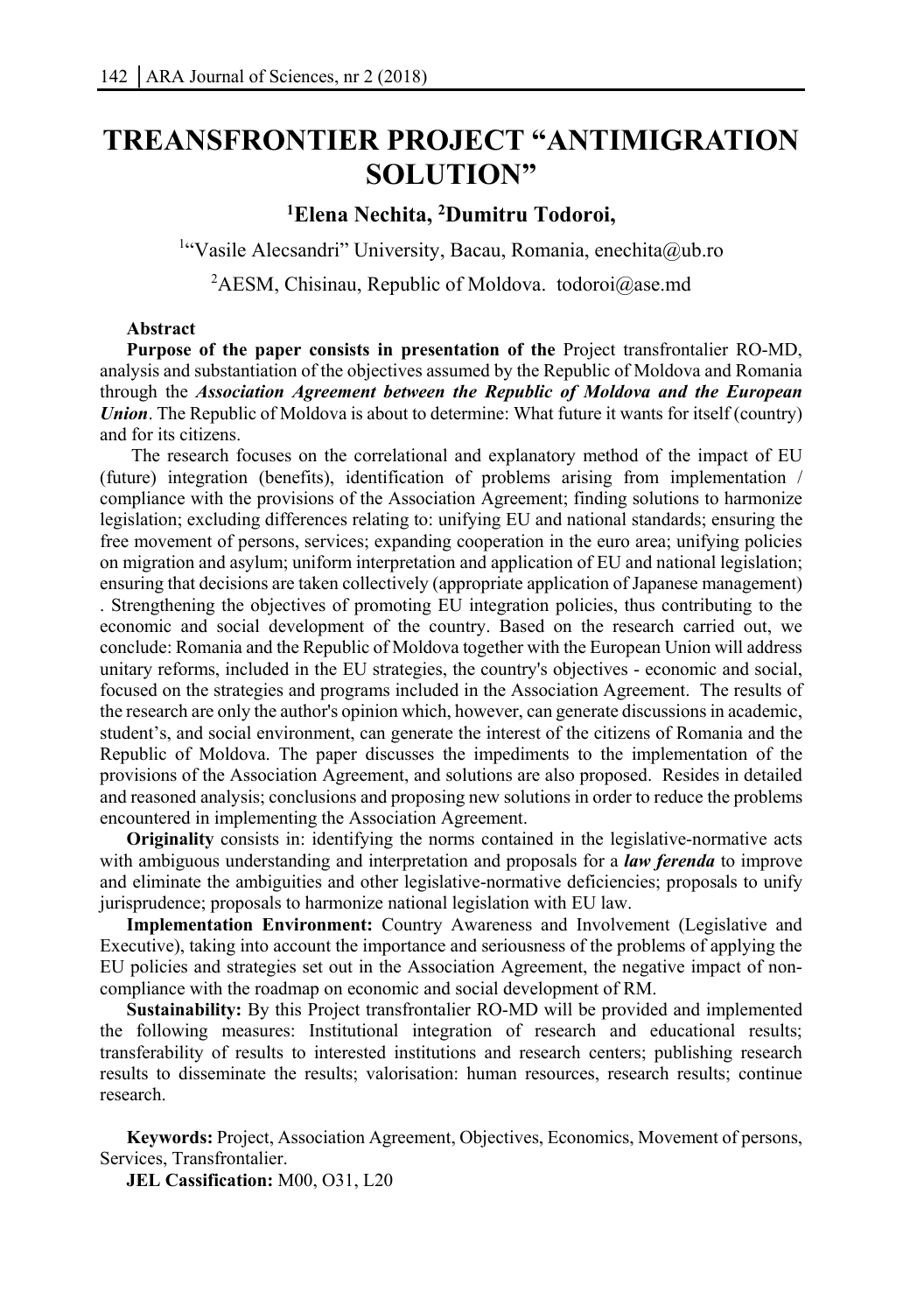# TREANSFRONTIER PROJECT "ANTIMIGRATION SOLUTION"

**[1]Elena Nechita, [2]Dumitru Todoroi,**

[1]"Vasile Alecsandri" University, Bacau, Romania, enechita@ub.ro

[2]AESM, Chisinau, Republic of Moldova. todoroi@ase.md

**Abstract**

**Purpose of the paper consists in presentation of the** Project transfrontalier RO-MD, analysis and substantiation of the objectives assumed by the Republic of Moldova and Romania through the ***Association Agreement between the Republic of Moldova and the European Union***. The Republic of Moldova is about to determine: What future it wants for itself (country) and for its citizens.

The research focuses on the correlational and explanatory method of the impact of EU (future) integration (benefits), identification of problems arising from implementation / compliance with the provisions of the Association Agreement; finding solutions to harmonize legislation; excluding differences relating to: unifying EU and national standards; ensuring the free movement of persons, services; expanding cooperation in the euro area; unifying policies on migration and asylum; uniform interpretation and application of EU and national legislation; ensuring that decisions are taken collectively (appropriate application of Japanese management) . Strengthening the objectives of promoting EU integration policies, thus contributing to the economic and social development of the country. Based on the research carried out, we conclude: Romania and the Republic of Moldova together with the European Union will address unitary reforms, included in the EU strategies, the country's objectives - economic and social, focused on the strategies and programs included in the Association Agreement. The results of the research are only the author's opinion which, however, can generate discussions in academic, student's, and social environment, can generate the interest of the citizens of Romania and the Republic of Moldova. The paper discusses the impediments to the implementation of the provisions of the Association Agreement, and solutions are also proposed. Resides in detailed and reasoned analysis; conclusions and proposing new solutions in order to reduce the problems encountered in implementing the Association Agreement.

**Originality** consists in: identifying the norms contained in the legislative-normative acts with ambiguous understanding and interpretation and proposals for a ***law ferenda*** to improve and eliminate the ambiguities and other legislative-normative deficiencies; proposals to unify jurisprudence; proposals to harmonize national legislation with EU law.

**Implementation Environment:** Country Awareness and Involvement (Legislative and Executive), taking into account the importance and seriousness of the problems of applying the EU policies and strategies set out in the Association Agreement, the negative impact of non-compliance with the roadmap on economic and social development of RM.

**Sustainability:** By this Project transfrontalier RO-MD will be provided and implemented the following measures: Institutional integration of research and educational results; transferability of results to interested institutions and research centers; publishing research results to disseminate the results; valorisation: human resources, research results; continue research.

**Keywords:** Project, Association Agreement, Objectives, Economics, Movement of persons, Services, Transfrontalier.

**JEL Cassification:** M00, O31, L20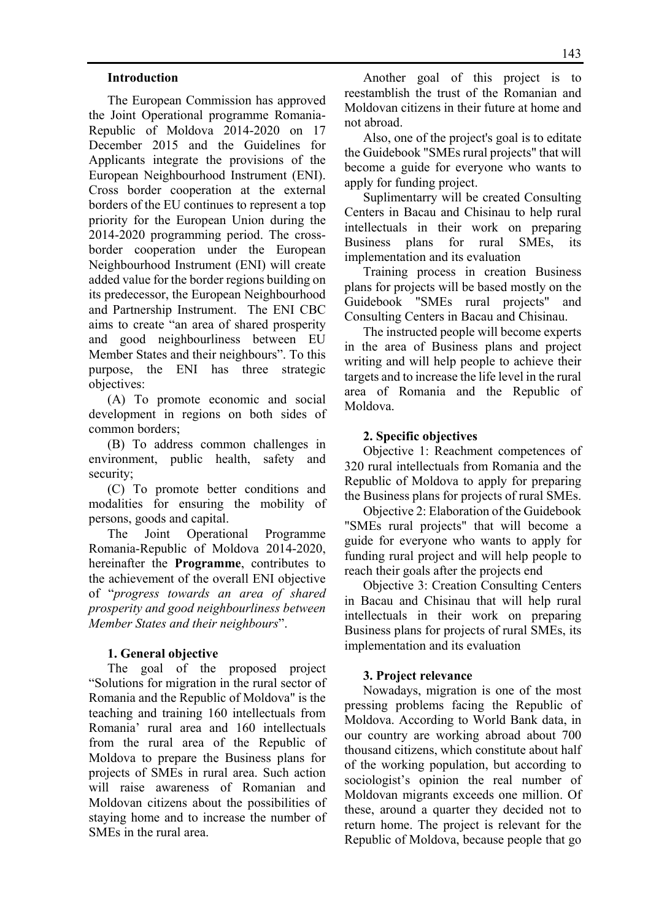## Introduction

The European Commission has approved the Joint Operational programme Romania-Republic of Moldova 2014-2020 on 17 December 2015 and the Guidelines for Applicants integrate the provisions of the European Neighbourhood Instrument (ENI). Cross border cooperation at the external borders of the EU continues to represent a top priority for the European Union during the 2014-2020 programming period. The cross-border cooperation under the European Neighbourhood Instrument (ENI) will create added value for the border regions building on its predecessor, the European Neighbourhood and Partnership Instrument. The ENI CBC aims to create "an area of shared prosperity and good neighbourliness between EU Member States and their neighbours". To this purpose, the ENI has three strategic objectives:

(A) To promote economic and social development in regions on both sides of common borders;

(B) To address common challenges in environment, public health, safety and security;

(C) To promote better conditions and modalities for ensuring the mobility of persons, goods and capital.

The Joint Operational Programme Romania-Republic of Moldova 2014-2020, hereinafter the **Programme**, contributes to the achievement of the overall ENI objective of "*progress towards an area of shared prosperity and good neighbourliness between Member States and their neighbours*".

## 1. General objective

The goal of the proposed project "Solutions for migration in the rural sector of Romania and the Republic of Moldova" is the teaching and training 160 intellectuals from Romania' rural area and 160 intellectuals from the rural area of the Republic of Moldova to prepare the Business plans for projects of SMEs in rural area. Such action will raise awareness of Romanian and Moldovan citizens about the possibilities of staying home and to increase the number of SMEs in the rural area.

Another goal of this project is to reestamblish the trust of the Romanian and Moldovan citizens in their future at home and not abroad.

Also, one of the project's goal is to editate the Guidebook "SMEs rural projects" that will become a guide for everyone who wants to apply for funding project.

Suplimentarry will be created Consulting Centers in Bacau and Chisinau to help rural intellectuals in their work on preparing Business plans for rural SMEs, its implementation and its evaluation

Training process in creation Business plans for projects will be based mostly on the Guidebook "SMEs rural projects" and Consulting Centers in Bacau and Chisinau.

The instructed people will become experts in the area of Business plans and project writing and will help people to achieve their targets and to increase the life level in the rural area of Romania and the Republic of Moldova.

## 2. Specific objectives

Objective 1: Reachment competences of 320 rural intellectuals from Romania and the Republic of Moldova to apply for preparing the Business plans for projects of rural SMEs.

Objective 2: Elaboration of the Guidebook "SMEs rural projects" that will become a guide for everyone who wants to apply for funding rural project and will help people to reach their goals after the projects end

Objective 3: Creation Consulting Centers in Bacau and Chisinau that will help rural intellectuals in their work on preparing Business plans for projects of rural SMEs, its implementation and its evaluation

## 3. Project relevance

Nowadays, migration is one of the most pressing problems facing the Republic of Moldova. According to World Bank data, in our country are working abroad about 700 thousand citizens, which constitute about half of the working population, but according to sociologist's opinion the real number of Moldovan migrants exceeds one million. Of these, around a quarter they decided not to return home. The project is relevant for the Republic of Moldova, because people that go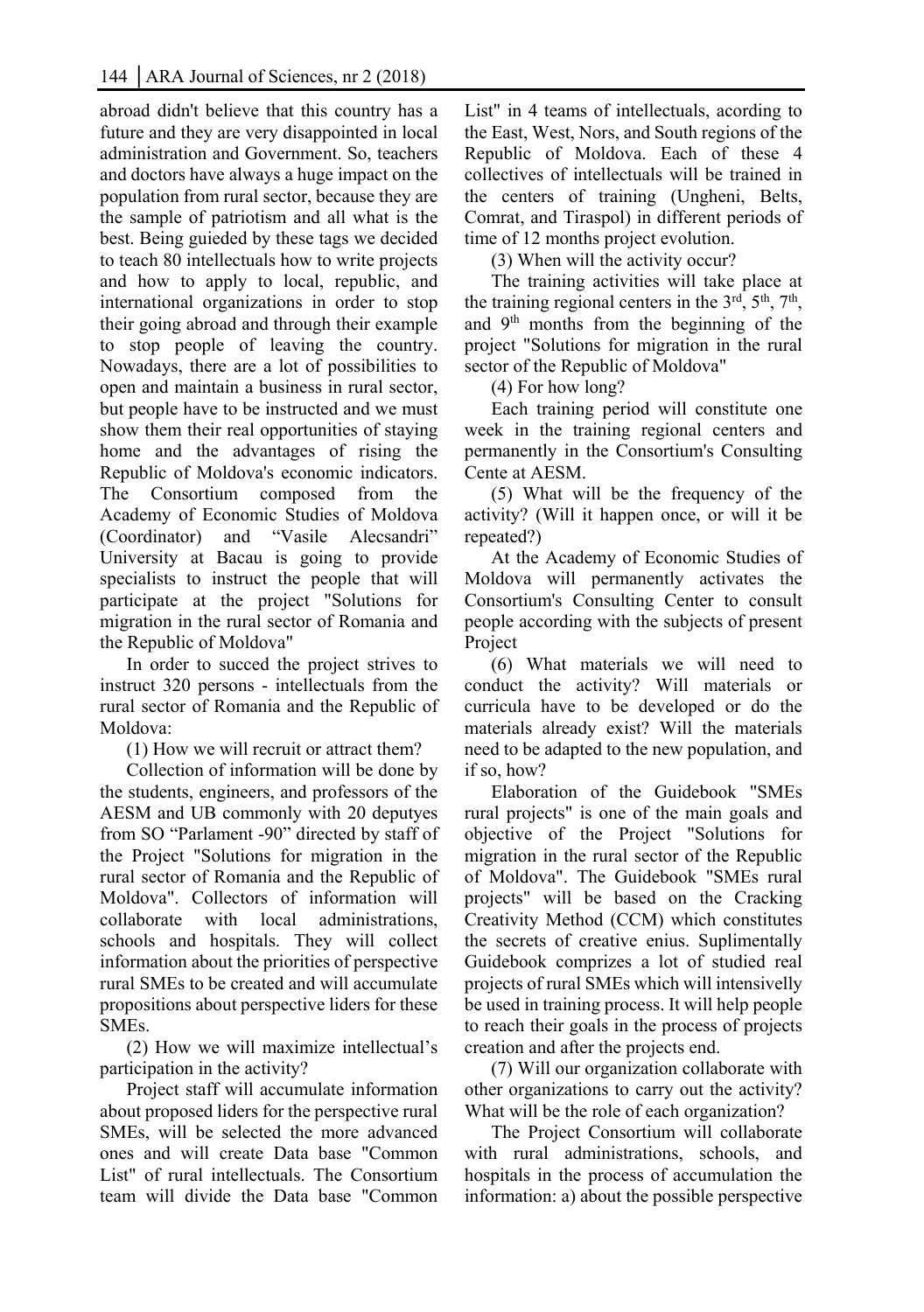abroad didn't believe that this country has a future and they are very disappointed in local administration and Government. So, teachers and doctors have always a huge impact on the population from rural sector, because they are the sample of patriotism and all what is the best. Being guieded by these tags we decided to teach 80 intellectuals how to write projects and how to apply to local, republic, and international organizations in order to stop their going abroad and through their example to stop people of leaving the country. Nowadays, there are a lot of possibilities to open and maintain a business in rural sector, but people have to be instructed and we must show them their real opportunities of staying home and the advantages of rising the Republic of Moldova's economic indicators. The Consortium composed from the Academy of Economic Studies of Moldova (Coordinator) and "Vasile Alecsandri" University at Bacau is going to provide specialists to instruct the people that will participate at the project "Solutions for migration in the rural sector of Romania and the Republic of Moldova"

In order to succed the project strives to instruct 320 persons - intellectuals from the rural sector of Romania and the Republic of Moldova:

(1) How we will recruit or attract them?

Collection of information will be done by the students, engineers, and professors of the AESM and UB commonly with 20 deputyes from SO "Parlament -90" directed by staff of the Project "Solutions for migration in the rural sector of Romania and the Republic of Moldova". Collectors of information will collaborate with local administrations, schools and hospitals. They will collect information about the priorities of perspective rural SMEs to be created and will accumulate propositions about perspective liders for these SMEs.

(2) How we will maximize intellectual's participation in the activity?

Project staff will accumulate information about proposed liders for the perspective rural SMEs, will be selected the more advanced ones and will create Data base "Common List" of rural intellectuals. The Consortium team will divide the Data base "Common List" in 4 teams of intellectuals, acording to the East, West, Nors, and South regions of the Republic of Moldova. Each of these 4 collectives of intellectuals will be trained in the centers of training (Ungheni, Belts, Comrat, and Tiraspol) in different periods of time of 12 months project evolution.

(3) When will the activity occur?

The training activities will take place at the training regional centers in the 3rd, 5th, 7th, and 9th months from the beginning of the project "Solutions for migration in the rural sector of the Republic of Moldova"

(4) For how long?

Each training period will constitute one week in the training regional centers and permanently in the Consortium's Consulting Cente at AESM.

(5) What will be the frequency of the activity? (Will it happen once, or will it be repeated?)

At the Academy of Economic Studies of Moldova will permanently activates the Consortium's Consulting Center to consult people according with the subjects of present Project

(6) What materials we will need to conduct the activity? Will materials or curricula have to be developed or do the materials already exist? Will the materials need to be adapted to the new population, and if so, how?

Elaboration of the Guidebook "SMEs rural projects" is one of the main goals and objective of the Project "Solutions for migration in the rural sector of the Republic of Moldova". The Guidebook "SMEs rural projects" will be based on the Cracking Creativity Method (CCM) which constitutes the secrets of creative enius. Suplimentally Guidebook comprizes a lot of studied real projects of rural SMEs which will intensivelly be used in training process. It will help people to reach their goals in the process of projects creation and after the projects end.

(7) Will our organization collaborate with other organizations to carry out the activity? What will be the role of each organization?

The Project Consortium will collaborate with rural administrations, schools, and hospitals in the process of accumulation the information: a) about the possible perspective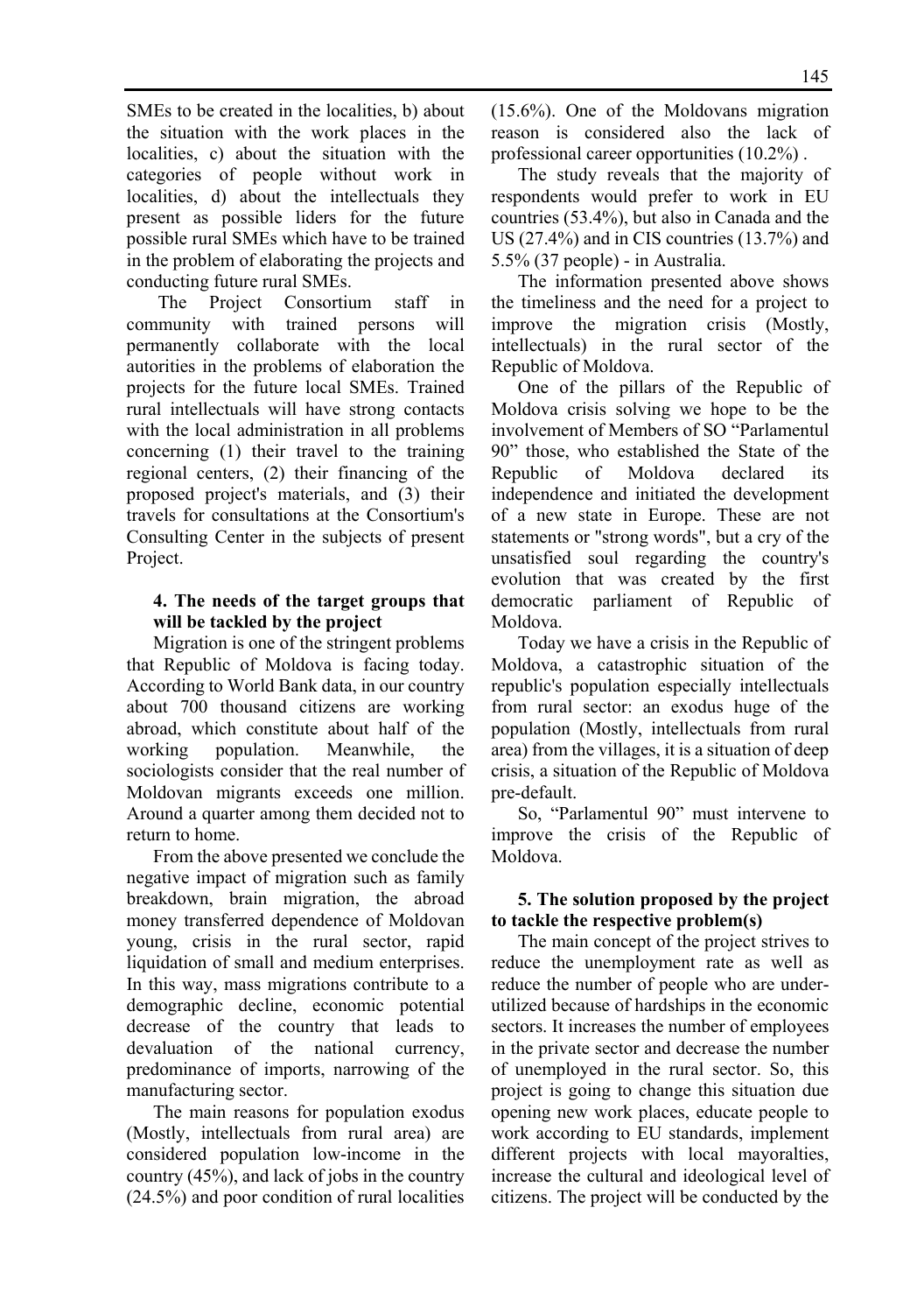SMEs to be created in the localities, b) about the situation with the work places in the localities, c) about the situation with the categories of people without work in localities, d) about the intellectuals they present as possible liders for the future possible rural SMEs which have to be trained in the problem of elaborating the projects and conducting future rural SMEs.

The Project Consortium staff in community with trained persons will permanently collaborate with the local autorities in the problems of elaboration the projects for the future local SMEs. Trained rural intellectuals will have strong contacts with the local administration in all problems concerning (1) their travel to the training regional centers, (2) their financing of the proposed project's materials, and (3) their travels for consultations at the Consortium's Consulting Center in the subjects of present Project.

### 4. The needs of the target groups that will be tackled by the project

Migration is one of the stringent problems that Republic of Moldova is facing today. According to World Bank data, in our country about 700 thousand citizens are working abroad, which constitute about half of the working population. Meanwhile, the sociologists consider that the real number of Moldovan migrants exceeds one million. Around a quarter among them decided not to return to home.

From the above presented we conclude the negative impact of migration such as family breakdown, brain migration, the abroad money transferred dependence of Moldovan young, crisis in the rural sector, rapid liquidation of small and medium enterprises. In this way, mass migrations contribute to a demographic decline, economic potential decrease of the country that leads to devaluation of the national currency, predominance of imports, narrowing of the manufacturing sector.

The main reasons for population exodus (Mostly, intellectuals from rural area) are considered population low-income in the country (45%), and lack of jobs in the country (24.5%) and poor condition of rural localities (15.6%). One of the Moldovans migration reason is considered also the lack of professional career opportunities (10.2%) .

The study reveals that the majority of respondents would prefer to work in EU countries (53.4%), but also in Canada and the US (27.4%) and in CIS countries (13.7%) and 5.5% (37 people) - in Australia.

The information presented above shows the timeliness and the need for a project to improve the migration crisis (Mostly, intellectuals) in the rural sector of the Republic of Moldova.

One of the pillars of the Republic of Moldova crisis solving we hope to be the involvement of Members of SO "Parlamentul 90" those, who established the State of the Republic of Moldova declared its independence and initiated the development of a new state in Europe. These are not statements or "strong words", but a cry of the unsatisfied soul regarding the country's evolution that was created by the first democratic parliament of Republic of Moldova.

Today we have a crisis in the Republic of Moldova, a catastrophic situation of the republic's population especially intellectuals from rural sector: an exodus huge of the population (Mostly, intellectuals from rural area) from the villages, it is a situation of deep crisis, a situation of the Republic of Moldova pre-default.

So, "Parlamentul 90" must intervene to improve the crisis of the Republic of Moldova.

### 5. The solution proposed by the project to tackle the respective problem(s)

The main concept of the project strives to reduce the unemployment rate as well as reduce the number of people who are under-utilized because of hardships in the economic sectors. It increases the number of employees in the private sector and decrease the number of unemployed in the rural sector. So, this project is going to change this situation due opening new work places, educate people to work according to EU standards, implement different projects with local mayoralties, increase the cultural and ideological level of citizens. The project will be conducted by the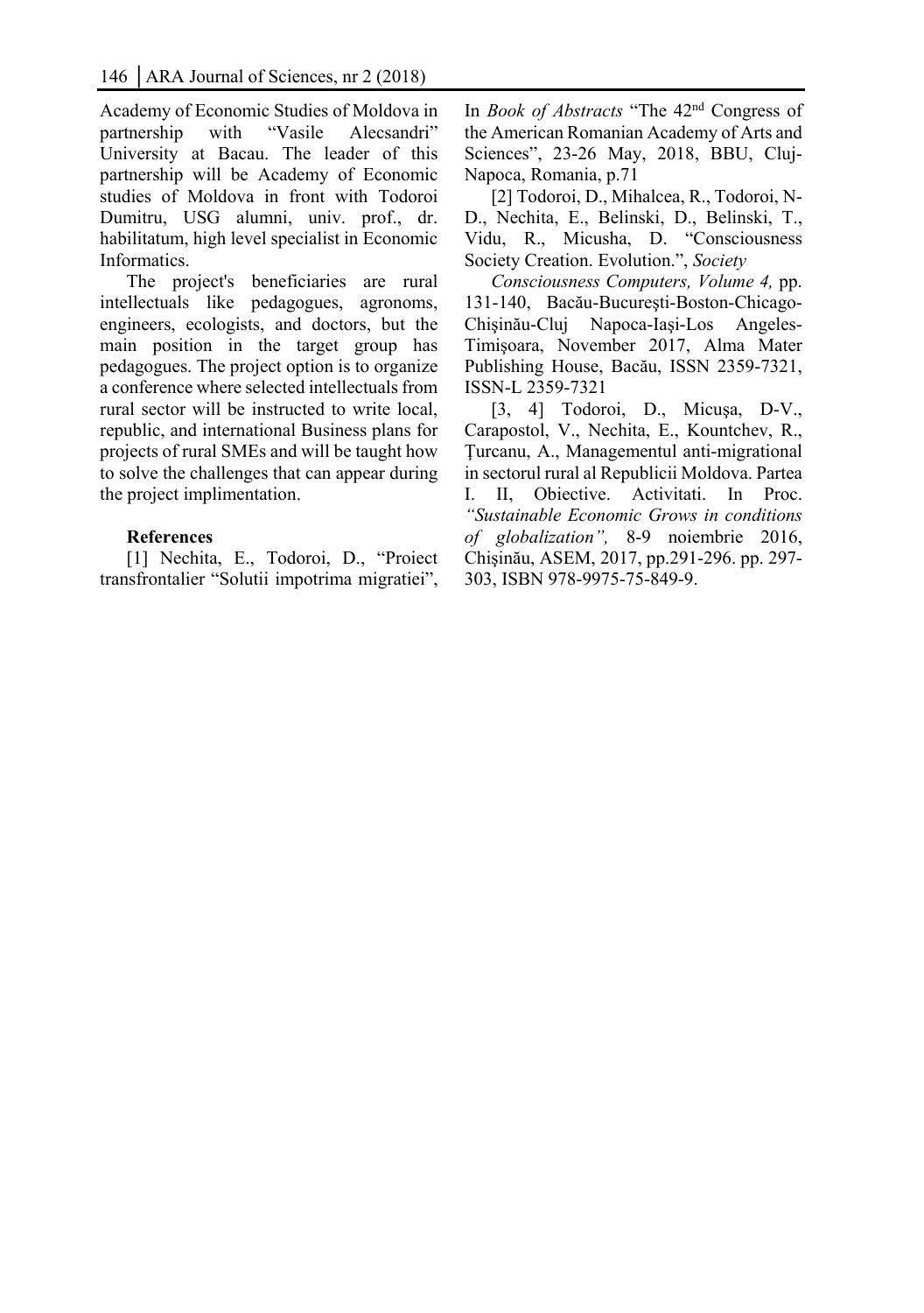Academy of Economic Studies of Moldova in partnership with "Vasile Alecsandri" University at Bacau. The leader of this partnership will be Academy of Economic studies of Moldova in front with Todoroi Dumitru, USG alumni, univ. prof., dr. habilitatum, high level specialist in Economic Informatics.

The project's beneficiaries are rural intellectuals like pedagogues, agronoms, engineers, ecologists, and doctors, but the main position in the target group has pedagogues. The project option is to organize a conference where selected intellectuals from rural sector will be instructed to write local, republic, and international Business plans for projects of rural SMEs and will be taught how to solve the challenges that can appear during the project implimentation.

**References**

[1] Nechita, E., Todoroi, D., "Proiect transfrontalier "Solutii impotrima migratiei", In *Book of Abstracts* "The 42nd Congress of the American Romanian Academy of Arts and Sciences", 23-26 May, 2018, BBU, Cluj-Napoca, Romania, p.71

[2] Todoroi, D., Mihalcea, R., Todoroi, N-D., Nechita, E., Belinski, D., Belinski, T., Vidu, R., Micusha, D. "Consciousness Society Creation. Evolution.", *Society Consciousness Computers, Volume 4,* pp. 131-140, Bacău-Bucureşti-Boston-Chicago-Chişinău-Cluj Napoca-Iaşi-Los Angeles-Timişoara, November 2017, Alma Mater Publishing House, Bacău, ISSN 2359-7321, ISSN-L 2359-7321

[3, 4] Todoroi, D., Micuşa, D-V., Carapostol, V., Nechita, E., Kountchev, R., Ţurcanu, A., Managementul anti-migrational in sectorul rural al Republicii Moldova. Partea I. II, Obiective. Activitati. In Proc. *"Sustainable Economic Grows in conditions of globalization",* 8-9 noiembrie 2016, Chişinău, ASEM, 2017, pp.291-296. pp. 297-303, ISBN 978-9975-75-849-9.